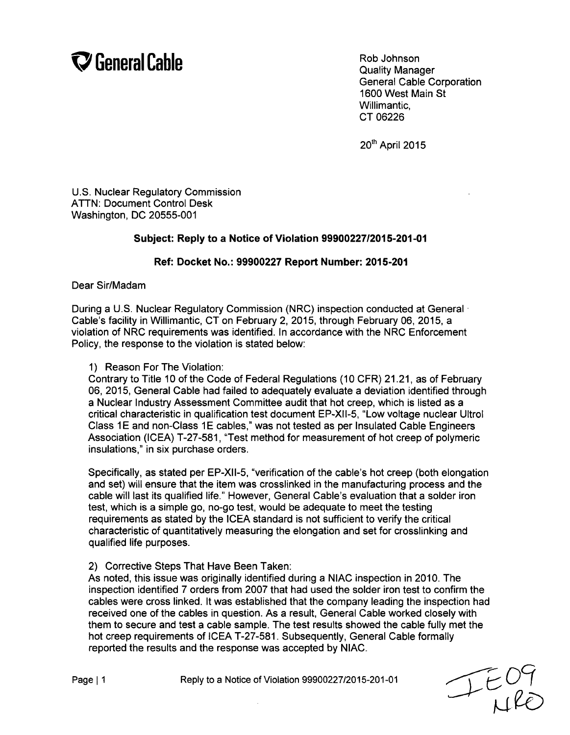**General Cable**

Rob Johnson
Quality Manager
General Cable Corporation
1600 West Main St
Willimantic,
CT 06226

20th April 2015

U.S. Nuclear Regulatory Commission
ATTN: Document Control Desk
Washington, DC 20555-001

**Subject: Reply to a Notice of Violation 99900227/2015-201-01**

**Ref: Docket No.: 99900227 Report Number: 2015-201**

Dear Sir/Madam

During a U.S. Nuclear Regulatory Commission (NRC) inspection conducted at General Cable's facility in Willimantic, CT on February 2, 2015, through February 06, 2015, a violation of NRC requirements was identified. In accordance with the NRC Enforcement Policy, the response to the violation is stated below:

1) Reason For The Violation:
Contrary to Title 10 of the Code of Federal Regulations (10 CFR) 21.21, as of February 06, 2015, General Cable had failed to adequately evaluate a deviation identified through a Nuclear Industry Assessment Committee audit that hot creep, which is listed as a critical characteristic in qualification test document EP-XII-5, "Low voltage nuclear Ultrol Class 1E and non-Class 1E cables," was not tested as per Insulated Cable Engineers Association (ICEA) T-27-581, "Test method for measurement of hot creep of polymeric insulations," in six purchase orders.

Specifically, as stated per EP-XII-5, "verification of the cable's hot creep (both elongation and set) will ensure that the item was crosslinked in the manufacturing process and the cable will last its qualified life." However, General Cable's evaluation that a solder iron test, which is a simple go, no-go test, would be adequate to meet the testing requirements as stated by the ICEA standard is not sufficient to verify the critical characteristic of quantitatively measuring the elongation and set for crosslinking and qualified life purposes.

2) Corrective Steps That Have Been Taken:
As noted, this issue was originally identified during a NIAC inspection in 2010. The inspection identified 7 orders from 2007 that had used the solder iron test to confirm the cables were cross linked. It was established that the company leading the inspection had received one of the cables in question. As a result, General Cable worked closely with them to secure and test a cable sample. The test results showed the cable fully met the hot creep requirements of ICEA T-27-581. Subsequently, General Cable formally reported the results and the response was accepted by NIAC.

IE09
NRO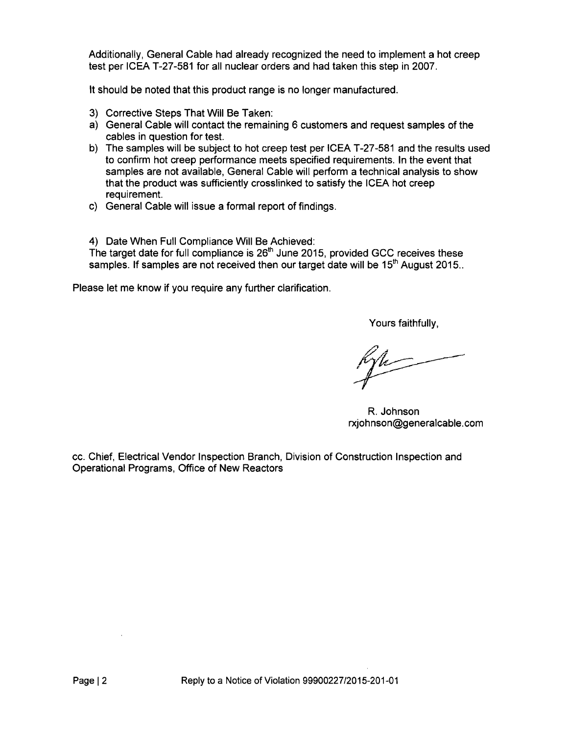Additionally, General Cable had already recognized the need to implement a hot creep test per ICEA T-27-581 for all nuclear orders and had taken this step in 2007.

It should be noted that this product range is no longer manufactured.

3) Corrective Steps That Will Be Taken:
a) General Cable will contact the remaining 6 customers and request samples of the cables in question for test.
b) The samples will be subject to hot creep test per ICEA T-27-581 and the results used to confirm hot creep performance meets specified requirements. In the event that samples are not available, General Cable will perform a technical analysis to show that the product was sufficiently crosslinked to satisfy the ICEA hot creep requirement.
c) General Cable will issue a formal report of findings.

4) Date When Full Compliance Will Be Achieved:
The target date for full compliance is 26th June 2015, provided GCC receives these samples. If samples are not received then our target date will be 15th August 2015..

Please let me know if you require any further clarification.

Yours faithfully,

R. Johnson
rxjohnson@generalcable.com

cc. Chief, Electrical Vendor Inspection Branch, Division of Construction Inspection and Operational Programs, Office of New Reactors